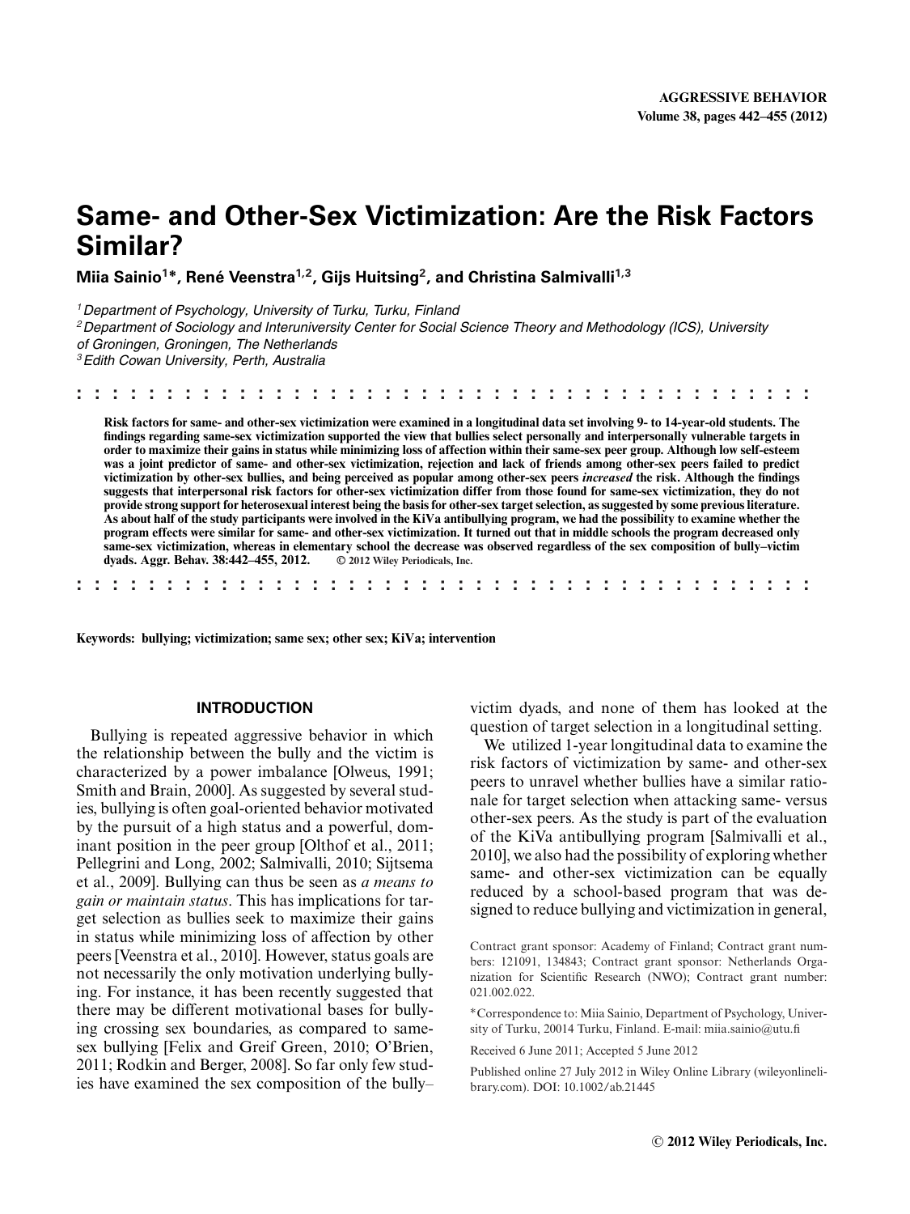# Same- and Other-Sex Victimization: Are the Risk Factors Similar?

**Miia Sainio[1]\*, René Veenstra[1,2], Gijs Huitsing[2], and Christina Salmivalli[1,3]**

[1] *Department of Psychology, University of Turku, Turku, Finland*
[2] *Department of Sociology and Interuniversity Center for Social Science Theory and Methodology (ICS), University of Groningen, Groningen, The Netherlands*
[3] *Edith Cowan University, Perth, Australia*

**Risk factors for same- and other-sex victimization were examined in a longitudinal data set involving 9- to 14-year-old students. The findings regarding same-sex victimization supported the view that bullies select personally and interpersonally vulnerable targets in order to maximize their gains in status while minimizing loss of affection within their same-sex peer group. Although low self-esteem was a joint predictor of same- and other-sex victimization, rejection and lack of friends among other-sex peers failed to predict victimization by other-sex bullies, and being perceived as popular among other-sex peers *increased* the risk. Although the findings suggests that interpersonal risk factors for other-sex victimization differ from those found for same-sex victimization, they do not provide strong support for heterosexual interest being the basis for other-sex target selection, as suggested by some previous literature. As about half of the study participants were involved in the KiVa antibullying program, we had the possibility to examine whether the program effects were similar for same- and other-sex victimization. It turned out that in middle schools the program decreased only same-sex victimization, whereas in elementary school the decrease was observed regardless of the sex composition of bully–victim dyads. Aggr. Behav. 38:442–455, 2012. © 2012 Wiley Periodicals, Inc.**

**Keywords:** bullying; victimization; same sex; other sex; KiVa; intervention

## INTRODUCTION

Bullying is repeated aggressive behavior in which the relationship between the bully and the victim is characterized by a power imbalance [Olweus, 1991; Smith and Brain, 2000]. As suggested by several studies, bullying is often goal-oriented behavior motivated by the pursuit of a high status and a powerful, dominant position in the peer group [Olthof et al., 2011; Pellegrini and Long, 2002; Salmivalli, 2010; Sijtsema et al., 2009]. Bullying can thus be seen as *a means to gain or maintain status*. This has implications for target selection as bullies seek to maximize their gains in status while minimizing loss of affection by other peers [Veenstra et al., 2010]. However, status goals are not necessarily the only motivation underlying bullying. For instance, it has been recently suggested that there may be different motivational bases for bullying crossing sex boundaries, as compared to same-sex bullying [Felix and Greif Green, 2010; O'Brien, 2011; Rodkin and Berger, 2008]. So far only few studies have examined the sex composition of the bully–victim dyads, and none of them has looked at the question of target selection in a longitudinal setting.

We utilized 1-year longitudinal data to examine the risk factors of victimization by same- and other-sex peers to unravel whether bullies have a similar rationale for target selection when attacking same- versus other-sex peers. As the study is part of the evaluation of the KiVa antibullying program [Salmivalli et al., 2010], we also had the possibility of exploring whether same- and other-sex victimization can be equally reduced by a school-based program that was designed to reduce bullying and victimization in general,

Contract grant sponsor: Academy of Finland; Contract grant numbers: 121091, 134843; Contract grant sponsor: Netherlands Organization for Scientific Research (NWO); Contract grant number: 021.002.022.

\*Correspondence to: Miia Sainio, Department of Psychology, University of Turku, 20014 Turku, Finland. E-mail: miia.sainio@utu.fi

Received 6 June 2011; Accepted 5 June 2012

Published online 27 July 2012 in Wiley Online Library (wileyonlinelibrary.com). DOI: 10.1002/ab.21445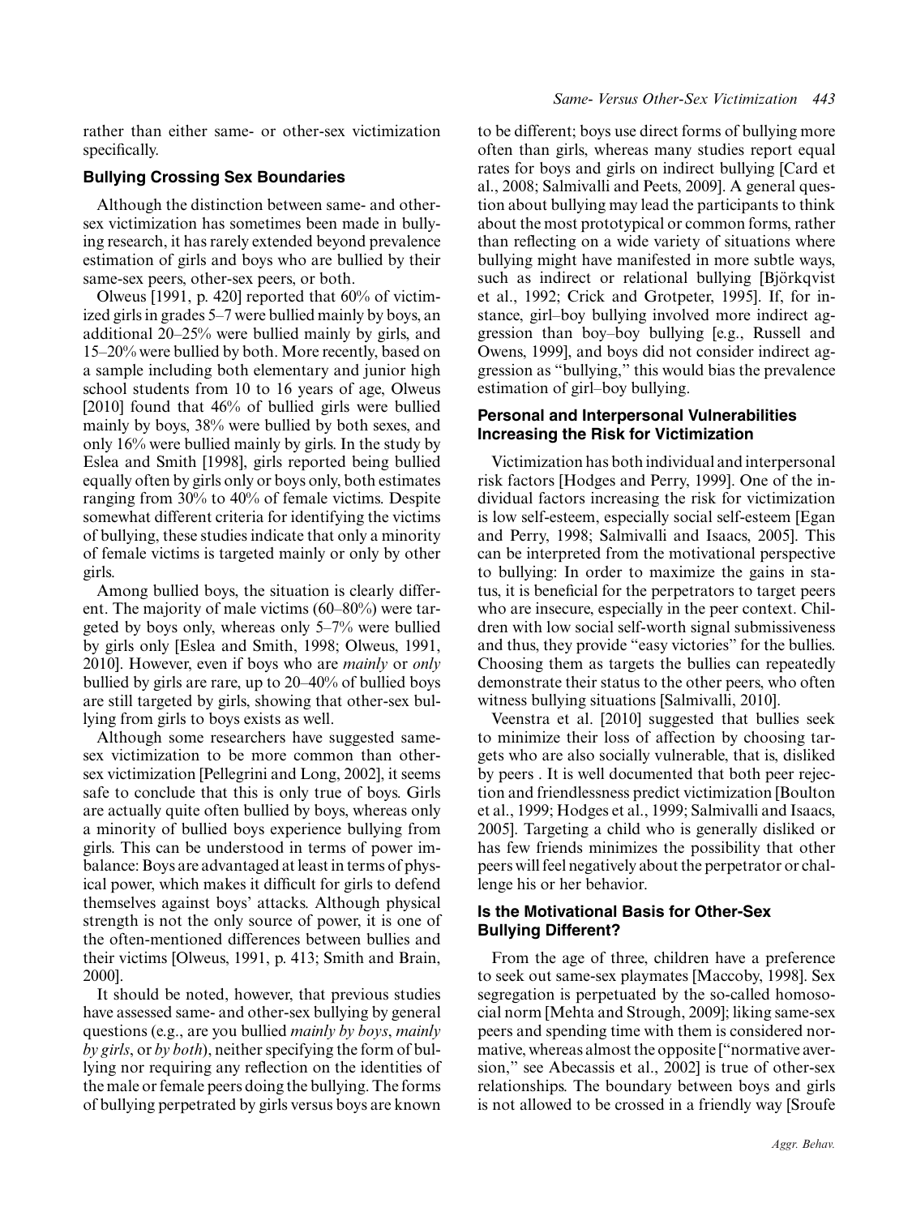rather than either same- or other-sex victimization specifically.

### Bullying Crossing Sex Boundaries

Although the distinction between same- and other-sex victimization has sometimes been made in bullying research, it has rarely extended beyond prevalence estimation of girls and boys who are bullied by their same-sex peers, other-sex peers, or both.

Olweus [1991, p. 420] reported that 60% of victimized girls in grades 5–7 were bullied mainly by boys, an additional 20–25% were bullied mainly by girls, and 15–20% were bullied by both. More recently, based on a sample including both elementary and junior high school students from 10 to 16 years of age, Olweus [2010] found that 46% of bullied girls were bullied mainly by boys, 38% were bullied by both sexes, and only 16% were bullied mainly by girls. In the study by Eslea and Smith [1998], girls reported being bullied equally often by girls only or boys only, both estimates ranging from 30% to 40% of female victims. Despite somewhat different criteria for identifying the victims of bullying, these studies indicate that only a minority of female victims is targeted mainly or only by other girls.

Among bullied boys, the situation is clearly different. The majority of male victims (60–80%) were targeted by boys only, whereas only 5–7% were bullied by girls only [Eslea and Smith, 1998; Olweus, 1991, 2010]. However, even if boys who are *mainly* or *only* bullied by girls are rare, up to 20–40% of bullied boys are still targeted by girls, showing that other-sex bullying from girls to boys exists as well.

Although some researchers have suggested same-sex victimization to be more common than other-sex victimization [Pellegrini and Long, 2002], it seems safe to conclude that this is only true of boys. Girls are actually quite often bullied by boys, whereas only a minority of bullied boys experience bullying from girls. This can be understood in terms of power imbalance: Boys are advantaged at least in terms of physical power, which makes it difficult for girls to defend themselves against boys' attacks. Although physical strength is not the only source of power, it is one of the often-mentioned differences between bullies and their victims [Olweus, 1991, p. 413; Smith and Brain, 2000].

It should be noted, however, that previous studies have assessed same- and other-sex bullying by general questions (e.g., are you bullied *mainly by boys*, *mainly by girls*, or *by both*), neither specifying the form of bullying nor requiring any reflection on the identities of the male or female peers doing the bullying. The forms of bullying perpetrated by girls versus boys are known to be different; boys use direct forms of bullying more often than girls, whereas many studies report equal rates for boys and girls on indirect bullying [Card et al., 2008; Salmivalli and Peets, 2009]. A general question about bullying may lead the participants to think about the most prototypical or common forms, rather than reflecting on a wide variety of situations where bullying might have manifested in more subtle ways, such as indirect or relational bullying [Björkqvist et al., 1992; Crick and Grotpeter, 1995]. If, for instance, girl–boy bullying involved more indirect aggression than boy–boy bullying [e.g., Russell and Owens, 1999], and boys did not consider indirect aggression as "bullying," this would bias the prevalence estimation of girl–boy bullying.

### Personal and Interpersonal Vulnerabilities Increasing the Risk for Victimization

Victimization has both individual and interpersonal risk factors [Hodges and Perry, 1999]. One of the individual factors increasing the risk for victimization is low self-esteem, especially social self-esteem [Egan and Perry, 1998; Salmivalli and Isaacs, 2005]. This can be interpreted from the motivational perspective to bullying: In order to maximize the gains in status, it is beneficial for the perpetrators to target peers who are insecure, especially in the peer context. Children with low social self-worth signal submissiveness and thus, they provide "easy victories" for the bullies. Choosing them as targets the bullies can repeatedly demonstrate their status to the other peers, who often witness bullying situations [Salmivalli, 2010].

Veenstra et al. [2010] suggested that bullies seek to minimize their loss of affection by choosing targets who are also socially vulnerable, that is, disliked by peers . It is well documented that both peer rejection and friendlessness predict victimization [Boulton et al., 1999; Hodges et al., 1999; Salmivalli and Isaacs, 2005]. Targeting a child who is generally disliked or has few friends minimizes the possibility that other peers will feel negatively about the perpetrator or challenge his or her behavior.

### Is the Motivational Basis for Other-Sex Bullying Different?

From the age of three, children have a preference to seek out same-sex playmates [Maccoby, 1998]. Sex segregation is perpetuated by the so-called homosocial norm [Mehta and Strough, 2009]; liking same-sex peers and spending time with them is considered normative, whereas almost the opposite ["normative aversion," see Abecassis et al., 2002] is true of other-sex relationships. The boundary between boys and girls is not allowed to be crossed in a friendly way [Sroufe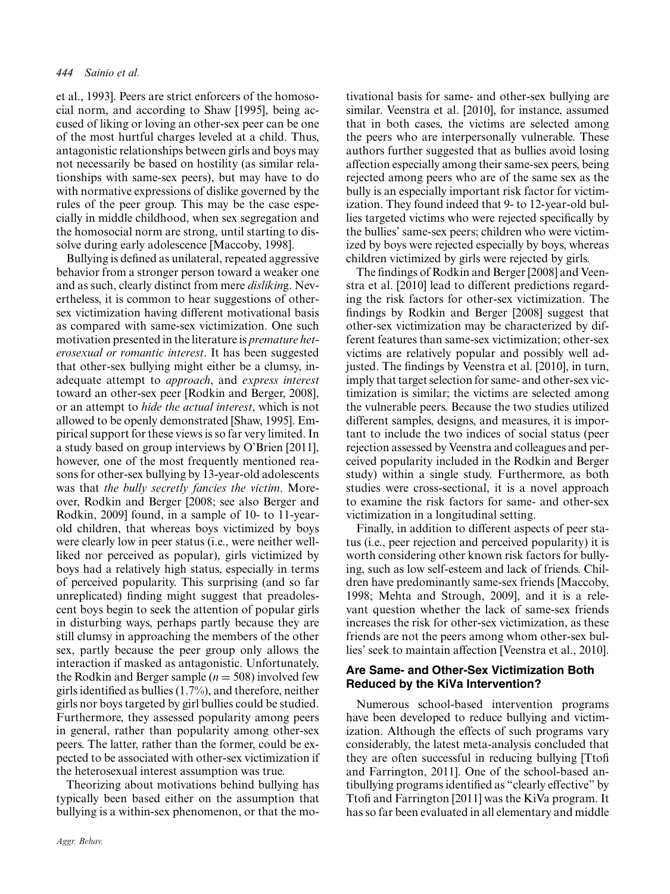et al., 1993]. Peers are strict enforcers of the homosocial norm, and according to Shaw [1995], being accused of liking or loving an other-sex peer can be one of the most hurtful charges leveled at a child. Thus, antagonistic relationships between girls and boys may not necessarily be based on hostility (as similar relationships with same-sex peers), but may have to do with normative expressions of dislike governed by the rules of the peer group. This may be the case especially in middle childhood, when sex segregation and the homosocial norm are strong, until starting to dissolve during early adolescence [Maccoby, 1998].

Bullying is defined as unilateral, repeated aggressive behavior from a stronger person toward a weaker one and as such, clearly distinct from mere *disliking*. Nevertheless, it is common to hear suggestions of other-sex victimization having different motivational basis as compared with same-sex victimization. One such motivation presented in the literature is *premature heterosexual or romantic interest*. It has been suggested that other-sex bullying might either be a clumsy, inadequate attempt to *approach*, and *express interest* toward an other-sex peer [Rodkin and Berger, 2008], or an attempt to *hide the actual interest*, which is not allowed to be openly demonstrated [Shaw, 1995]. Empirical support for these views is so far very limited. In a study based on group interviews by O'Brien [2011], however, one of the most frequently mentioned reasons for other-sex bullying by 13-year-old adolescents was that *the bully secretly fancies the victim*. Moreover, Rodkin and Berger [2008; see also Berger and Rodkin, 2009] found, in a sample of 10- to 11-year-old children, that whereas boys victimized by boys were clearly low in peer status (i.e., were neither well-liked nor perceived as popular), girls victimized by boys had a relatively high status, especially in terms of perceived popularity. This surprising (and so far unreplicated) finding might suggest that preadolescent boys begin to seek the attention of popular girls in disturbing ways, perhaps partly because they are still clumsy in approaching the members of the other sex, partly because the peer group only allows the interaction if masked as antagonistic. Unfortunately, the Rodkin and Berger sample ($n = 508$) involved few girls identified as bullies (1.7%), and therefore, neither girls nor boys targeted by girl bullies could be studied. Furthermore, they assessed popularity among peers in general, rather than popularity among other-sex peers. The latter, rather than the former, could be expected to be associated with other-sex victimization if the heterosexual interest assumption was true.

Theorizing about motivations behind bullying has typically been based either on the assumption that bullying is a within-sex phenomenon, or that the motivational basis for same- and other-sex bullying are similar. Veenstra et al. [2010], for instance, assumed that in both cases, the victims are selected among the peers who are interpersonally vulnerable. These authors further suggested that as bullies avoid losing affection especially among their same-sex peers, being rejected among peers who are of the same sex as the bully is an especially important risk factor for victimization. They found indeed that 9- to 12-year-old bullies targeted victims who were rejected specifically by the bullies' same-sex peers; children who were victimized by boys were rejected especially by boys, whereas children victimized by girls were rejected by girls.

The findings of Rodkin and Berger [2008] and Veenstra et al. [2010] lead to different predictions regarding the risk factors for other-sex victimization. The findings by Rodkin and Berger [2008] suggest that other-sex victimization may be characterized by different features than same-sex victimization; other-sex victims are relatively popular and possibly well adjusted. The findings by Veenstra et al. [2010], in turn, imply that target selection for same- and other-sex victimization is similar; the victims are selected among the vulnerable peers. Because the two studies utilized different samples, designs, and measures, it is important to include the two indices of social status (peer rejection assessed by Veenstra and colleagues and perceived popularity included in the Rodkin and Berger study) within a single study. Furthermore, as both studies were cross-sectional, it is a novel approach to examine the risk factors for same- and other-sex victimization in a longitudinal setting.

Finally, in addition to different aspects of peer status (i.e., peer rejection and perceived popularity) it is worth considering other known risk factors for bullying, such as low self-esteem and lack of friends. Children have predominantly same-sex friends [Maccoby, 1998; Mehta and Strough, 2009], and it is a relevant question whether the lack of same-sex friends increases the risk for other-sex victimization, as these friends are not the peers among whom other-sex bullies' seek to maintain affection [Veenstra et al., 2010].

## Are Same- and Other-Sex Victimization Both Reduced by the KiVa Intervention?

Numerous school-based intervention programs have been developed to reduce bullying and victimization. Although the effects of such programs vary considerably, the latest meta-analysis concluded that they are often successful in reducing bullying [Ttofi and Farrington, 2011]. One of the school-based antibullying programs identified as "clearly effective" by Ttofi and Farrington [2011] was the KiVa program. It has so far been evaluated in all elementary and middle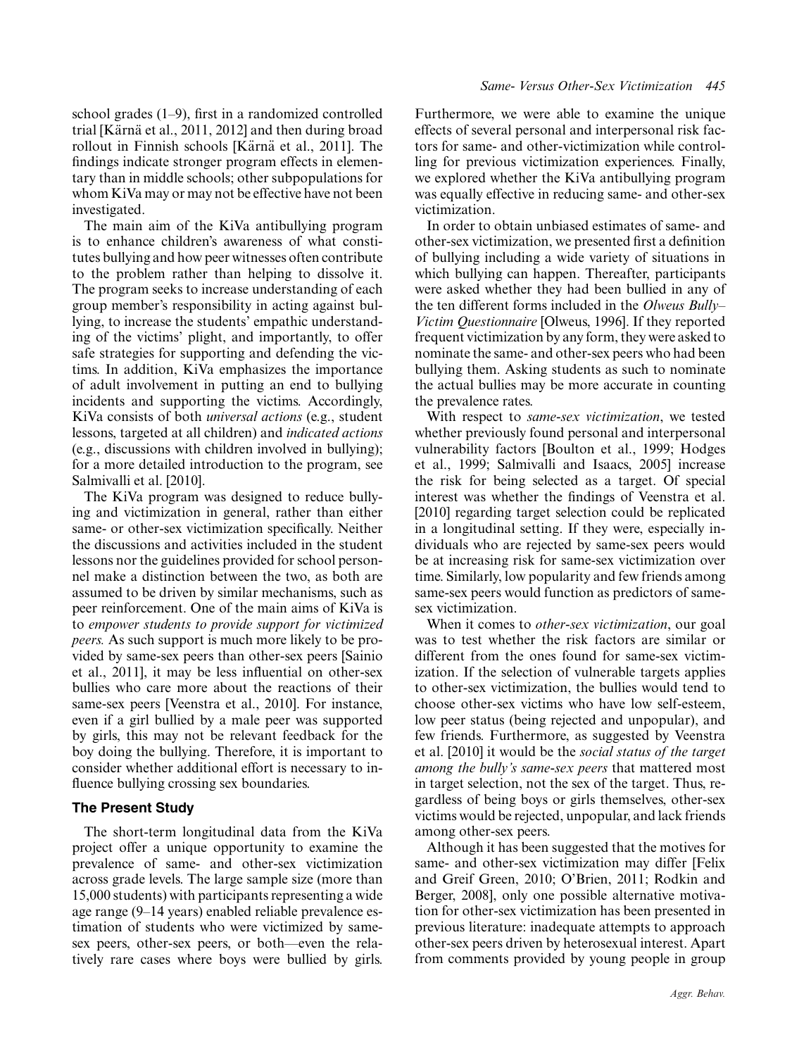school grades (1–9), first in a randomized controlled trial [Kärnä et al., 2011, 2012] and then during broad rollout in Finnish schools [Kärnä et al., 2011]. The findings indicate stronger program effects in elementary than in middle schools; other subpopulations for whom KiVa may or may not be effective have not been investigated.

The main aim of the KiVa antibullying program is to enhance children's awareness of what constitutes bullying and how peer witnesses often contribute to the problem rather than helping to dissolve it. The program seeks to increase understanding of each group member's responsibility in acting against bullying, to increase the students' empathic understanding of the victims' plight, and importantly, to offer safe strategies for supporting and defending the victims. In addition, KiVa emphasizes the importance of adult involvement in putting an end to bullying incidents and supporting the victims. Accordingly, KiVa consists of both *universal actions* (e.g., student lessons, targeted at all children) and *indicated actions* (e.g., discussions with children involved in bullying); for a more detailed introduction to the program, see Salmivalli et al. [2010].

The KiVa program was designed to reduce bullying and victimization in general, rather than either same- or other-sex victimization specifically. Neither the discussions and activities included in the student lessons nor the guidelines provided for school personnel make a distinction between the two, as both are assumed to be driven by similar mechanisms, such as peer reinforcement. One of the main aims of KiVa is to *empower students to provide support for victimized peers.* As such support is much more likely to be provided by same-sex peers than other-sex peers [Sainio et al., 2011], it may be less influential on other-sex bullies who care more about the reactions of their same-sex peers [Veenstra et al., 2010]. For instance, even if a girl bullied by a male peer was supported by girls, this may not be relevant feedback for the boy doing the bullying. Therefore, it is important to consider whether additional effort is necessary to influence bullying crossing sex boundaries.

## The Present Study

The short-term longitudinal data from the KiVa project offer a unique opportunity to examine the prevalence of same- and other-sex victimization across grade levels. The large sample size (more than 15,000 students) with participants representing a wide age range (9–14 years) enabled reliable prevalence estimation of students who were victimized by same-sex peers, other-sex peers, or both—even the relatively rare cases where boys were bullied by girls. Furthermore, we were able to examine the unique effects of several personal and interpersonal risk factors for same- and other-victimization while controlling for previous victimization experiences. Finally, we explored whether the KiVa antibullying program was equally effective in reducing same- and other-sex victimization.

In order to obtain unbiased estimates of same- and other-sex victimization, we presented first a definition of bullying including a wide variety of situations in which bullying can happen. Thereafter, participants were asked whether they had been bullied in any of the ten different forms included in the *Olweus Bully–Victim Questionnaire* [Olweus, 1996]. If they reported frequent victimization by any form, they were asked to nominate the same- and other-sex peers who had been bullying them. Asking students as such to nominate the actual bullies may be more accurate in counting the prevalence rates.

With respect to *same-sex victimization*, we tested whether previously found personal and interpersonal vulnerability factors [Boulton et al., 1999; Hodges et al., 1999; Salmivalli and Isaacs, 2005] increase the risk for being selected as a target. Of special interest was whether the findings of Veenstra et al. [2010] regarding target selection could be replicated in a longitudinal setting. If they were, especially individuals who are rejected by same-sex peers would be at increasing risk for same-sex victimization over time. Similarly, low popularity and few friends among same-sex peers would function as predictors of same-sex victimization.

When it comes to *other-sex victimization*, our goal was to test whether the risk factors are similar or different from the ones found for same-sex victimization. If the selection of vulnerable targets applies to other-sex victimization, the bullies would tend to choose other-sex victims who have low self-esteem, low peer status (being rejected and unpopular), and few friends. Furthermore, as suggested by Veenstra et al. [2010] it would be the *social status of the target among the bully's same-sex peers* that mattered most in target selection, not the sex of the target. Thus, regardless of being boys or girls themselves, other-sex victims would be rejected, unpopular, and lack friends among other-sex peers.

Although it has been suggested that the motives for same- and other-sex victimization may differ [Felix and Greif Green, 2010; O'Brien, 2011; Rodkin and Berger, 2008], only one possible alternative motivation for other-sex victimization has been presented in previous literature: inadequate attempts to approach other-sex peers driven by heterosexual interest. Apart from comments provided by young people in group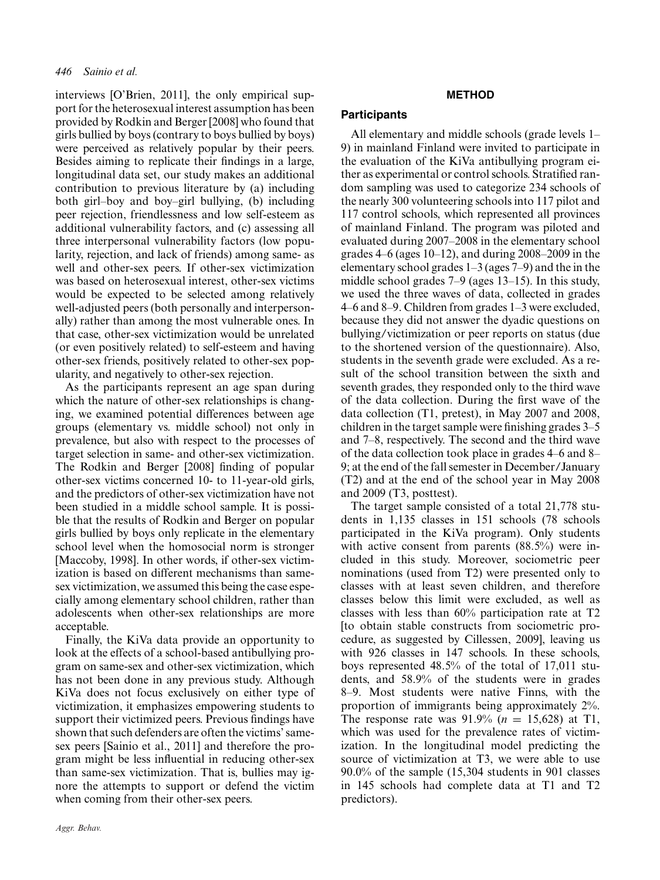interviews [O'Brien, 2011], the only empirical support for the heterosexual interest assumption has been provided by Rodkin and Berger [2008] who found that girls bullied by boys (contrary to boys bullied by boys) were perceived as relatively popular by their peers. Besides aiming to replicate their findings in a large, longitudinal data set, our study makes an additional contribution to previous literature by (a) including both girl–boy and boy–girl bullying, (b) including peer rejection, friendlessness and low self-esteem as additional vulnerability factors, and (c) assessing all three interpersonal vulnerability factors (low popularity, rejection, and lack of friends) among same- as well and other-sex peers. If other-sex victimization was based on heterosexual interest, other-sex victims would be expected to be selected among relatively well-adjusted peers (both personally and interpersonally) rather than among the most vulnerable ones. In that case, other-sex victimization would be unrelated (or even positively related) to self-esteem and having other-sex friends, positively related to other-sex popularity, and negatively to other-sex rejection.

As the participants represent an age span during which the nature of other-sex relationships is changing, we examined potential differences between age groups (elementary vs. middle school) not only in prevalence, but also with respect to the processes of target selection in same- and other-sex victimization. The Rodkin and Berger [2008] finding of popular other-sex victims concerned 10- to 11-year-old girls, and the predictors of other-sex victimization have not been studied in a middle school sample. It is possible that the results of Rodkin and Berger on popular girls bullied by boys only replicate in the elementary school level when the homosocial norm is stronger [Maccoby, 1998]. In other words, if other-sex victimization is based on different mechanisms than same-sex victimization, we assumed this being the case especially among elementary school children, rather than adolescents when other-sex relationships are more acceptable.

Finally, the KiVa data provide an opportunity to look at the effects of a school-based antibullying program on same-sex and other-sex victimization, which has not been done in any previous study. Although KiVa does not focus exclusively on either type of victimization, it emphasizes empowering students to support their victimized peers. Previous findings have shown that such defenders are often the victims' same-sex peers [Sainio et al., 2011] and therefore the program might be less influential in reducing other-sex than same-sex victimization. That is, bullies may ignore the attempts to support or defend the victim when coming from their other-sex peers.

## METHOD

### Participants

All elementary and middle schools (grade levels 1–9) in mainland Finland were invited to participate in the evaluation of the KiVa antibullying program either as experimental or control schools. Stratified random sampling was used to categorize 234 schools of the nearly 300 volunteering schools into 117 pilot and 117 control schools, which represented all provinces of mainland Finland. The program was piloted and evaluated during 2007–2008 in the elementary school grades 4–6 (ages 10–12), and during 2008–2009 in the elementary school grades 1–3 (ages 7–9) and the in the middle school grades 7–9 (ages 13–15). In this study, we used the three waves of data, collected in grades 4–6 and 8–9. Children from grades 1–3 were excluded, because they did not answer the dyadic questions on bullying/victimization or peer reports on status (due to the shortened version of the questionnaire). Also, students in the seventh grade were excluded. As a result of the school transition between the sixth and seventh grades, they responded only to the third wave of the data collection. During the first wave of the data collection (T1, pretest), in May 2007 and 2008, children in the target sample were finishing grades 3–5 and 7–8, respectively. The second and the third wave of the data collection took place in grades 4–6 and 8–9; at the end of the fall semester in December/January (T2) and at the end of the school year in May 2008 and 2009 (T3, posttest).

The target sample consisted of a total 21,778 students in 1,135 classes in 151 schools (78 schools participated in the KiVa program). Only students with active consent from parents (88.5%) were included in this study. Moreover, sociometric peer nominations (used from T2) were presented only to classes with at least seven children, and therefore classes below this limit were excluded, as well as classes with less than 60% participation rate at T2 [to obtain stable constructs from sociometric procedure, as suggested by Cillessen, 2009], leaving us with 926 classes in 147 schools. In these schools, boys represented 48.5% of the total of 17,011 students, and 58.9% of the students were in grades 8–9. Most students were native Finns, with the proportion of immigrants being approximately 2%. The response rate was 91.9% ($n$ = 15,628) at T1, which was used for the prevalence rates of victimization. In the longitudinal model predicting the source of victimization at T3, we were able to use 90.0% of the sample (15,304 students in 901 classes in 145 schools had complete data at T1 and T2 predictors).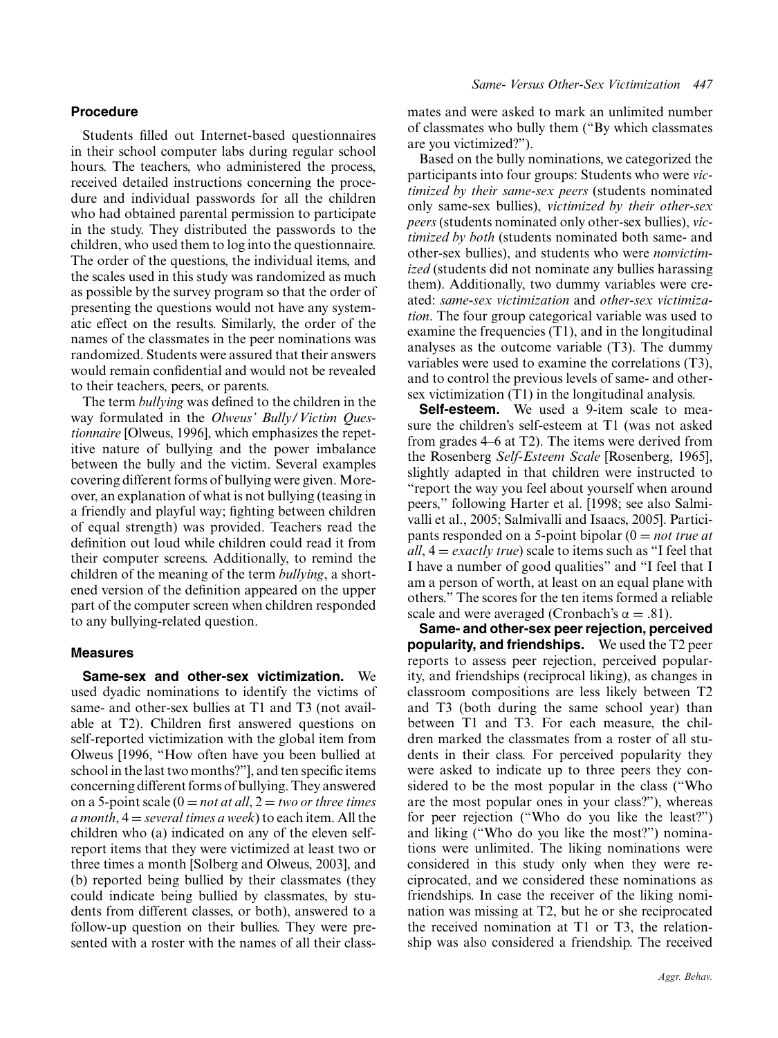### Procedure

Students filled out Internet-based questionnaires in their school computer labs during regular school hours. The teachers, who administered the process, received detailed instructions concerning the procedure and individual passwords for all the children who had obtained parental permission to participate in the study. They distributed the passwords to the children, who used them to log into the questionnaire. The order of the questions, the individual items, and the scales used in this study was randomized as much as possible by the survey program so that the order of presenting the questions would not have any systematic effect on the results. Similarly, the order of the names of the classmates in the peer nominations was randomized. Students were assured that their answers would remain confidential and would not be revealed to their teachers, peers, or parents.

The term *bullying* was defined to the children in the way formulated in the *Olweus' Bully/Victim Questionnaire* [Olweus, 1996], which emphasizes the repetitive nature of bullying and the power imbalance between the bully and the victim. Several examples covering different forms of bullying were given. Moreover, an explanation of what is not bullying (teasing in a friendly and playful way; fighting between children of equal strength) was provided. Teachers read the definition out loud while children could read it from their computer screens. Additionally, to remind the children of the meaning of the term *bullying*, a shortened version of the definition appeared on the upper part of the computer screen when children responded to any bullying-related question.

### Measures

**Same-sex and other-sex victimization.** We used dyadic nominations to identify the victims of same- and other-sex bullies at T1 and T3 (not available at T2). Children first answered questions on self-reported victimization with the global item from Olweus [1996, "How often have you been bullied at school in the last two months?"], and ten specific items concerning different forms of bullying. They answered on a 5-point scale ($0 =$ *not at all*, $2 =$ *two or three times a month*, $4 =$ *several times a week*) to each item. All the children who (a) indicated on any of the eleven self-report items that they were victimized at least two or three times a month [Solberg and Olweus, 2003], and (b) reported being bullied by their classmates (they could indicate being bullied by classmates, by students from different classes, or both), answered to a follow-up question on their bullies. They were presented with a roster with the names of all their classmates and were asked to mark an unlimited number of classmates who bully them ("By which classmates are you victimized?").

Based on the bully nominations, we categorized the participants into four groups: Students who were *victimized by their same-sex peers* (students nominated only same-sex bullies), *victimized by their other-sex peers* (students nominated only other-sex bullies), *victimized by both* (students nominated both same- and other-sex bullies), and students who were *nonvictimized* (students did not nominate any bullies harassing them). Additionally, two dummy variables were created: *same-sex victimization* and *other-sex victimization*. The four group categorical variable was used to examine the frequencies (T1), and in the longitudinal analyses as the outcome variable (T3). The dummy variables were used to examine the correlations (T3), and to control the previous levels of same- and other-sex victimization (T1) in the longitudinal analysis.

**Self-esteem.** We used a 9-item scale to measure the children's self-esteem at T1 (was not asked from grades 4–6 at T2). The items were derived from the Rosenberg *Self-Esteem Scale* [Rosenberg, 1965], slightly adapted in that children were instructed to "report the way you feel about yourself when around peers," following Harter et al. [1998; see also Salmivalli et al., 2005; Salmivalli and Isaacs, 2005]. Participants responded on a 5-point bipolar ($0 =$ *not true at all*, $4 =$ *exactly true*) scale to items such as "I feel that I have a number of good qualities" and "I feel that I am a person of worth, at least on an equal plane with others." The scores for the ten items formed a reliable scale and were averaged (Cronbach's $\alpha = .81$).

**Same- and other-sex peer rejection, perceived popularity, and friendships.** We used the T2 peer reports to assess peer rejection, perceived popularity, and friendships (reciprocal liking), as changes in classroom compositions are less likely between T2 and T3 (both during the same school year) than between T1 and T3. For each measure, the children marked the classmates from a roster of all students in their class. For perceived popularity they were asked to indicate up to three peers they considered to be the most popular in the class ("Who are the most popular ones in your class?"), whereas for peer rejection ("Who do you like the least?") and liking ("Who do you like the most?") nominations were unlimited. The liking nominations were considered in this study only when they were reciprocated, and we considered these nominations as friendships. In case the receiver of the liking nomination was missing at T2, but he or she reciprocated the received nomination at T1 or T3, the relationship was also considered a friendship. The received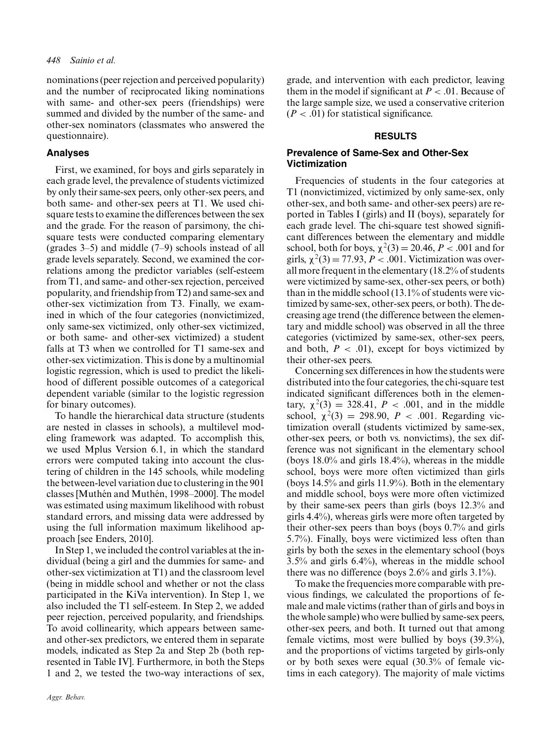nominations (peer rejection and perceived popularity) and the number of reciprocated liking nominations with same- and other-sex peers (friendships) were summed and divided by the number of the same- and other-sex nominators (classmates who answered the questionnaire).

### Analyses

First, we examined, for boys and girls separately in each grade level, the prevalence of students victimized by only their same-sex peers, only other-sex peers, and both same- and other-sex peers at T1. We used chi-square tests to examine the differences between the sex and the grade. For the reason of parsimony, the chi-square tests were conducted comparing elementary (grades 3–5) and middle (7–9) schools instead of all grade levels separately. Second, we examined the correlations among the predictor variables (self-esteem from T1, and same- and other-sex rejection, perceived popularity, and friendship from T2) and same-sex and other-sex victimization from T3. Finally, we examined in which of the four categories (nonvictimized, only same-sex victimized, only other-sex victimized, or both same- and other-sex victimized) a student falls at T3 when we controlled for T1 same-sex and other-sex victimization. This is done by a multinomial logistic regression, which is used to predict the likelihood of different possible outcomes of a categorical dependent variable (similar to the logistic regression for binary outcomes).

To handle the hierarchical data structure (students are nested in classes in schools), a multilevel modeling framework was adapted. To accomplish this, we used Mplus Version 6.1, in which the standard errors were computed taking into account the clustering of children in the 145 schools, while modeling the between-level variation due to clustering in the 901 classes [Muthén and Muthén, 1998–2000]. The model was estimated using maximum likelihood with robust standard errors, and missing data were addressed by using the full information maximum likelihood approach [see Enders, 2010].

In Step 1, we included the control variables at the individual (being a girl and the dummies for same- and other-sex victimization at T1) and the classroom level (being in middle school and whether or not the class participated in the KiVa intervention). In Step 1, we also included the T1 self-esteem. In Step 2, we added peer rejection, perceived popularity, and friendships. To avoid collinearity, which appears between same- and other-sex predictors, we entered them in separate models, indicated as Step 2a and Step 2b (both represented in Table IV]. Furthermore, in both the Steps 1 and 2, we tested the two-way interactions of sex, grade, and intervention with each predictor, leaving them in the model if significant at $P < .01$. Because of the large sample size, we used a conservative criterion ($P < .01$) for statistical significance.

## RESULTS

### Prevalence of Same-Sex and Other-Sex Victimization

Frequencies of students in the four categories at T1 (nonvictimized, victimized by only same-sex, only other-sex, and both same- and other-sex peers) are reported in Tables I (girls) and II (boys), separately for each grade level. The chi-square test showed significant differences between the elementary and middle school, both for boys, $\chi^2(3) = 20.46$, $P < .001$ and for girls, $\chi^2(3) = 77.93$, $P < .001$. Victimization was overall more frequent in the elementary (18.2% of students were victimized by same-sex, other-sex peers, or both) than in the middle school (13.1% of students were victimized by same-sex, other-sex peers, or both). The decreasing age trend (the difference between the elementary and middle school) was observed in all the three categories (victimized by same-sex, other-sex peers, and both, $P < .01$), except for boys victimized by their other-sex peers.

Concerning sex differences in how the students were distributed into the four categories, the chi-square test indicated significant differences both in the elementary, $\chi^2(3) = 328.41$, $P < .001$, and in the middle school, $\chi^2(3) = 298.90$, $P < .001$. Regarding victimization overall (students victimized by same-sex, other-sex peers, or both vs. nonvictims), the sex difference was not significant in the elementary school (boys 18.0% and girls 18.4%), whereas in the middle school, boys were more often victimized than girls (boys 14.5% and girls 11.9%). Both in the elementary and middle school, boys were more often victimized by their same-sex peers than girls (boys 12.3% and girls 4.4%), whereas girls were more often targeted by their other-sex peers than boys (boys 0.7% and girls 5.7%). Finally, boys were victimized less often than girls by both the sexes in the elementary school (boys 3.5% and girls 6.4%), whereas in the middle school there was no difference (boys 2.6% and girls 3.1%).

To make the frequencies more comparable with previous findings, we calculated the proportions of female and male victims (rather than of girls and boys in the whole sample) who were bullied by same-sex peers, other-sex peers, and both. It turned out that among female victims, most were bullied by boys (39.3%), and the proportions of victims targeted by girls-only or by both sexes were equal (30.3% of female victims in each category). The majority of male victims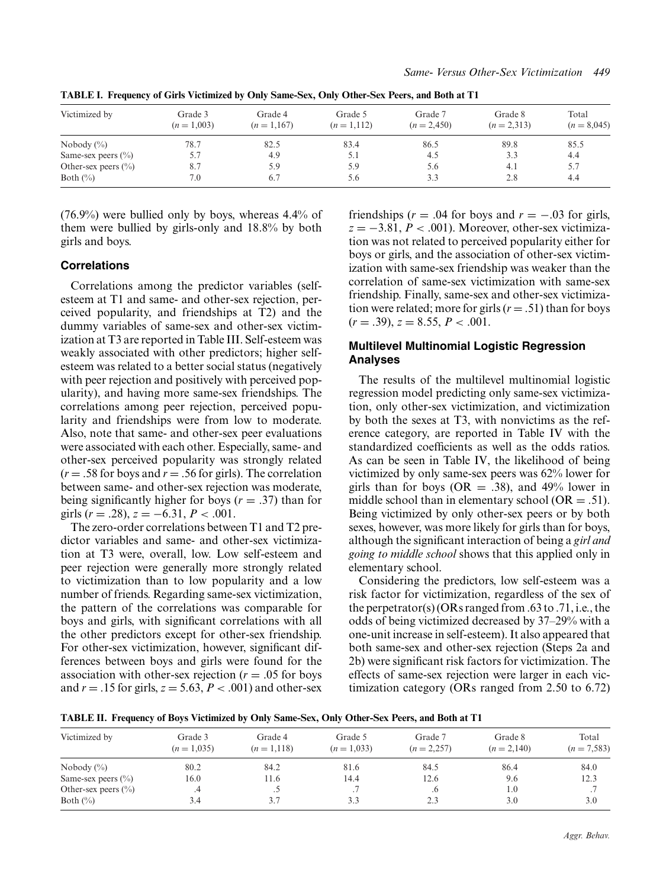**TABLE I. Frequency of Girls Victimized by Only Same-Sex, Only Other-Sex Peers, and Both at T1**

| Victimized by | Grade 3 ($n = 1,003$) | Grade 4 ($n = 1,167$) | Grade 5 ($n = 1,112$) | Grade 7 ($n = 2,450$) | Grade 8 ($n = 2,313$) | Total ($n = 8,045$) |
|---|---|---|---|---|---|---|
| Nobody (%) | 78.7 | 82.5 | 83.4 | 86.5 | 89.8 | 85.5 |
| Same-sex peers (%) | 5.7 | 4.9 | 5.1 | 4.5 | 3.3 | 4.4 |
| Other-sex peers (%) | 8.7 | 5.9 | 5.9 | 5.6 | 4.1 | 5.7 |
| Both (%) | 7.0 | 6.7 | 5.6 | 3.3 | 2.8 | 4.4 |

(76.9%) were bullied only by boys, whereas 4.4% of them were bullied by girls-only and 18.8% by both girls and boys.

## Correlations

Correlations among the predictor variables (self-esteem at T1 and same- and other-sex rejection, perceived popularity, and friendships at T2) and the dummy variables of same-sex and other-sex victimization at T3 are reported in Table III. Self-esteem was weakly associated with other predictors; higher self-esteem was related to a better social status (negatively with peer rejection and positively with perceived popularity), and having more same-sex friendships. The correlations among peer rejection, perceived popularity and friendships were from low to moderate. Also, note that same- and other-sex peer evaluations were associated with each other. Especially, same- and other-sex perceived popularity was strongly related ($r = .58$ for boys and $r = .56$ for girls). The correlation between same- and other-sex rejection was moderate, being significantly higher for boys ($r = .37$) than for girls ($r = .28$), $z = -6.31$, $P < .001$.

The zero-order correlations between T1 and T2 predictor variables and same- and other-sex victimization at T3 were, overall, low. Low self-esteem and peer rejection were generally more strongly related to victimization than to low popularity and a low number of friends. Regarding same-sex victimization, the pattern of the correlations was comparable for boys and girls, with significant correlations with all the other predictors except for other-sex friendship. For other-sex victimization, however, significant differences between boys and girls were found for the association with other-sex rejection ($r = .05$ for boys and $r = .15$ for girls, $z = 5.63$, $P < .001$) and other-sex friendships ($r = .04$ for boys and $r = -.03$ for girls, $z = -3.81$, $P < .001$). Moreover, other-sex victimization was not related to perceived popularity either for boys or girls, and the association of other-sex victimization with same-sex friendship was weaker than the correlation of same-sex victimization with same-sex friendship. Finally, same-sex and other-sex victimization were related; more for girls ($r = .51$) than for boys ($r = .39$), $z = 8.55$, $P < .001$.

## Multilevel Multinomial Logistic Regression Analyses

The results of the multilevel multinomial logistic regression model predicting only same-sex victimization, only other-sex victimization, and victimization by both the sexes at T3, with nonvictims as the reference category, are reported in Table IV with the standardized coefficients as well as the odds ratios. As can be seen in Table IV, the likelihood of being victimized by only same-sex peers was 62% lower for girls than for boys (OR = .38), and 49% lower in middle school than in elementary school (OR = .51). Being victimized by only other-sex peers or by both sexes, however, was more likely for girls than for boys, although the significant interaction of being a *girl and going to middle school* shows that this applied only in elementary school.

Considering the predictors, low self-esteem was a risk factor for victimization, regardless of the sex of the perpetrator(s) (ORs ranged from .63 to .71, i.e., the odds of being victimized decreased by 37–29% with a one-unit increase in self-esteem). It also appeared that both same-sex and other-sex rejection (Steps 2a and 2b) were significant risk factors for victimization. The effects of same-sex rejection were larger in each victimization category (ORs ranged from 2.50 to 6.72)

**TABLE II. Frequency of Boys Victimized by Only Same-Sex, Only Other-Sex Peers, and Both at T1**

| Victimized by | Grade 3 ($n = 1,035$) | Grade 4 ($n = 1,118$) | Grade 5 ($n = 1,033$) | Grade 7 ($n = 2,257$) | Grade 8 ($n = 2,140$) | Total ($n = 7,583$) |
|---|---|---|---|---|---|---|
| Nobody (%) | 80.2 | 84.2 | 81.6 | 84.5 | 86.4 | 84.0 |
| Same-sex peers (%) | 16.0 | 11.6 | 14.4 | 12.6 | 9.6 | 12.3 |
| Other-sex peers (%) | .4 | .5 | .7 | .6 | 1.0 | .7 |
| Both (%) | 3.4 | 3.7 | 3.3 | 2.3 | 3.0 | 3.0 |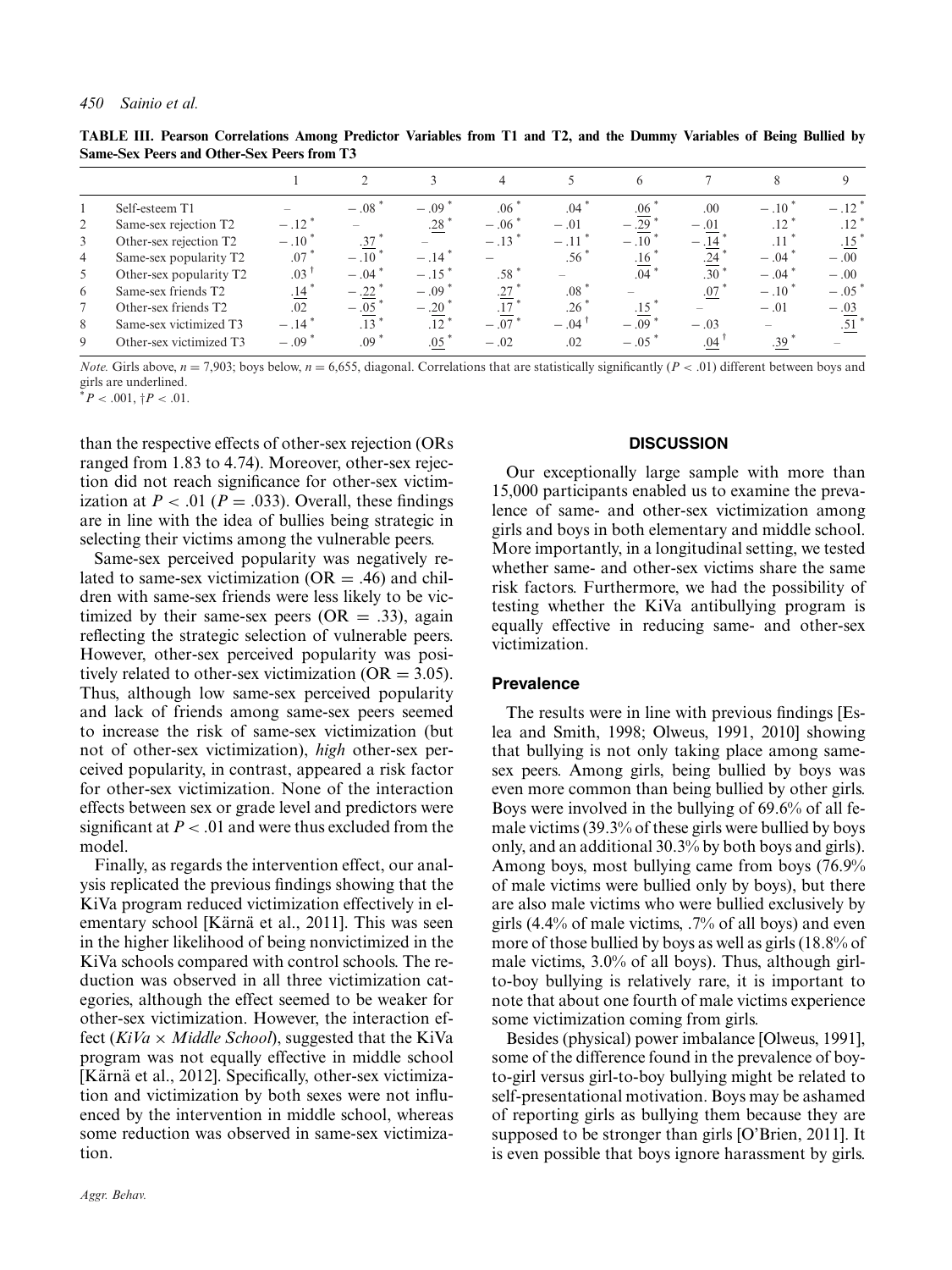**TABLE III. Pearson Correlations Among Predictor Variables from T1 and T2, and the Dummy Variables of Being Bullied by Same-Sex Peers and Other-Sex Peers from T3**

| | | 1 | 2 | 3 | 4 | 5 | 6 | 7 | 8 | 9 |
|---|---|---|---|---|---|---|---|---|---|---|
| 1 | Self-esteem T1 | – | −.08* | −.09* | .06* | .04* | <u>.06</u>* | .00 | −.10* | −.12* |
| 2 | Same-sex rejection T2 | −.12* | – | <u>.28</u>* | −.06* | −.01 | −<u>.29</u>* | −<u>.01</u> | .12* | .12* |
| 3 | Other-sex rejection T2 | −.10* | <u>.37</u>* | – | −.13* | −.11* | −.10* | −<u>.14</u>* | .11* | <u>.15</u>* |
| 4 | Same-sex popularity T2 | .07* | −.10* | −.14* | – | .56* | <u>.16</u>* | <u>.24</u>* | −.04* | −.00 |
| 5 | Other-sex popularity T2 | .03† | −.04* | −.15* | .58* | – | <u>.04</u>* | <u>.30</u>* | −.04* | −.00 |
| 6 | Same-sex friends T2 | <u>.14</u>* | −<u>.22</u>* | −.09* | <u>.27</u>* | .08* | – | <u>.07</u>* | −.10* | −.05* |
| 7 | Other-sex friends T2 | .02 | −<u>.05</u>* | −<u>.20</u>* | <u>.17</u>* | .26* | <u>.15</u>* | – | −.01 | −<u>.03</u> |
| 8 | Same-sex victimized T3 | −.14* | .13* | .12* | −.07* | −.04† | −.09* | −.03 | – | <u>.51</u>* |
| 9 | Other-sex victimized T3 | −.09* | .09* | <u>.05</u>* | −.02 | .02 | −.05* | <u>.04</u>† | <u>.39</u>* | – |

*Note.* Girls above, $n = 7{,}903$; boys below, $n = 6{,}655$, diagonal. Correlations that are statistically significantly ($P < .01$) different between boys and girls are underlined.
*$P < .001$, †$P < .01$.

than the respective effects of other-sex rejection (ORs ranged from 1.83 to 4.74). Moreover, other-sex rejection did not reach significance for other-sex victimization at $P < .01$ ($P = .033$). Overall, these findings are in line with the idea of bullies being strategic in selecting their victims among the vulnerable peers.

Same-sex perceived popularity was negatively related to same-sex victimization (OR = .46) and children with same-sex friends were less likely to be victimized by their same-sex peers (OR = .33), again reflecting the strategic selection of vulnerable peers. However, other-sex perceived popularity was positively related to other-sex victimization (OR = 3.05). Thus, although low same-sex perceived popularity and lack of friends among same-sex peers seemed to increase the risk of same-sex victimization (but not of other-sex victimization), *high* other-sex perceived popularity, in contrast, appeared a risk factor for other-sex victimization. None of the interaction effects between sex or grade level and predictors were significant at $P < .01$ and were thus excluded from the model.

Finally, as regards the intervention effect, our analysis replicated the previous findings showing that the KiVa program reduced victimization effectively in elementary school [Kärnä et al., 2011]. This was seen in the higher likelihood of being nonvictimized in the KiVa schools compared with control schools. The reduction was observed in all three victimization categories, although the effect seemed to be weaker for other-sex victimization. However, the interaction effect (*KiVa × Middle School*), suggested that the KiVa program was not equally effective in middle school [Kärnä et al., 2012]. Specifically, other-sex victimization and victimization by both sexes were not influenced by the intervention in middle school, whereas some reduction was observed in same-sex victimization.

## DISCUSSION

Our exceptionally large sample with more than 15,000 participants enabled us to examine the prevalence of same- and other-sex victimization among girls and boys in both elementary and middle school. More importantly, in a longitudinal setting, we tested whether same- and other-sex victims share the same risk factors. Furthermore, we had the possibility of testing whether the KiVa antibullying program is equally effective in reducing same- and other-sex victimization.

### Prevalence

The results were in line with previous findings [Eslea and Smith, 1998; Olweus, 1991, 2010] showing that bullying is not only taking place among same-sex peers. Among girls, being bullied by boys was even more common than being bullied by other girls. Boys were involved in the bullying of 69.6% of all female victims (39.3% of these girls were bullied by boys only, and an additional 30.3% by both boys and girls). Among boys, most bullying came from boys (76.9% of male victims were bullied only by boys), but there are also male victims who were bullied exclusively by girls (4.4% of male victims, .7% of all boys) and even more of those bullied by boys as well as girls (18.8% of male victims, 3.0% of all boys). Thus, although girl-to-boy bullying is relatively rare, it is important to note that about one fourth of male victims experience some victimization coming from girls.

Besides (physical) power imbalance [Olweus, 1991], some of the difference found in the prevalence of boy-to-girl versus girl-to-boy bullying might be related to self-presentational motivation. Boys may be ashamed of reporting girls as bullying them because they are supposed to be stronger than girls [O'Brien, 2011]. It is even possible that boys ignore harassment by girls.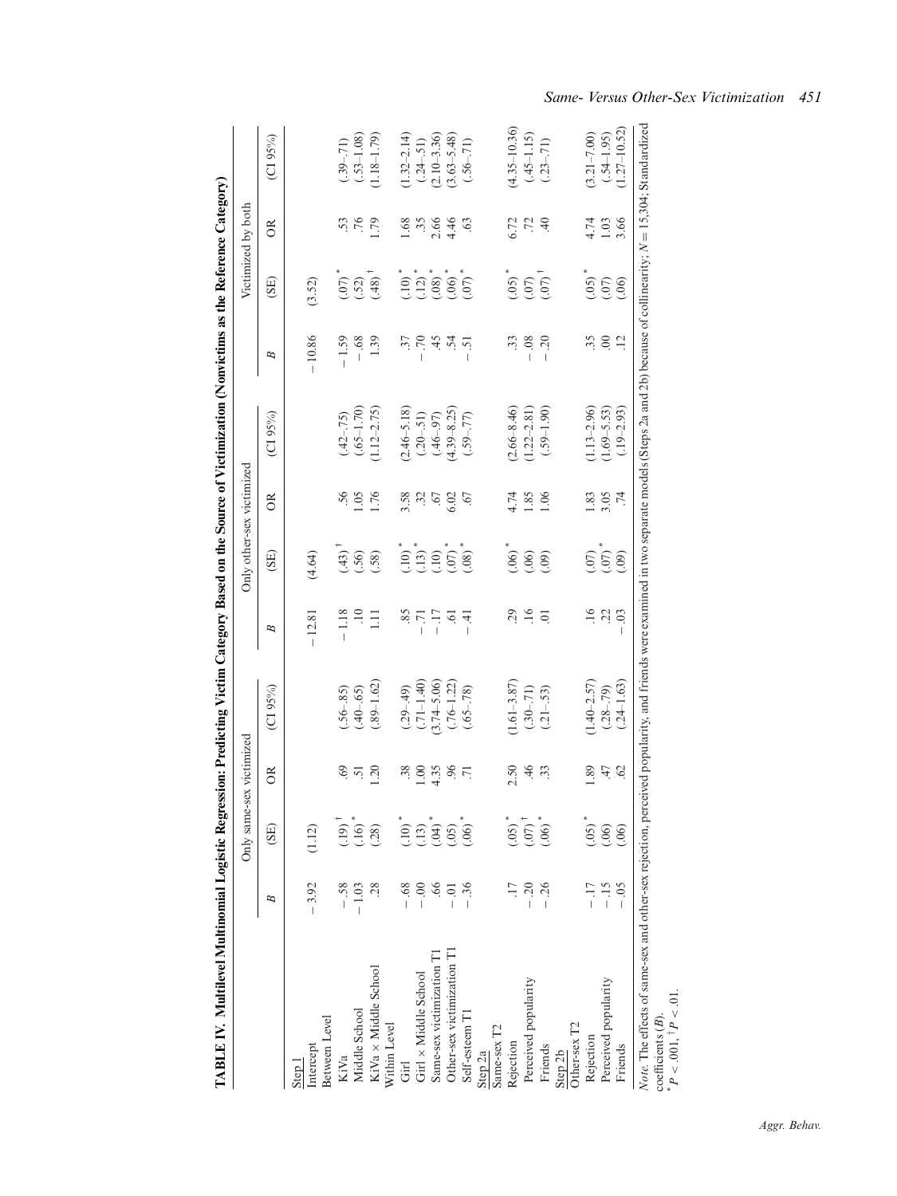**TABLE IV. Multilevel Multinomial Logistic Regression: Predicting Victim Category Based on the Source of Victimization (Nonvictims as the Reference Category)**

| | Only same-sex victimized | | | | Only other-sex victimized | | | | Victimized by both | | | |
|---|---|---|---|---|---|---|---|---|---|---|---|---|
| | *B* | (SE) | OR | (CI 95%) | *B* | (SE) | OR | (CI 95%) | *B* | (SE) | OR | (CI 95%) |
| Step 1 | | | | | | | | | | | | |
| Intercept | −3.92 | (1.12) | | | −12.81 | (4.64) | | | −10.86 | (3.52) | | |
| Between Level | | | | | | | | | | | | |
| KiVa | −.58 | (.19)[†] | .69 | (.56–.85) | −1.18 | (.43)[†] | .56 | (.42–.75) | −1.59 | (.07)* | .53 | (.39–.71) |
| Middle School | −1.03 | (.16)* | .51 | (.40–.65) | .10 | (.56) | 1.05 | (.65–1.70) | −.68 | (.52) | .76 | (.53–1.08) |
| KiVa × Middle School | .28 | (.28) | 1.20 | (.89–1.62) | 1.11 | (.58) | 1.76 | (1.12–2.75) | 1.39 | (.48)[†] | 1.79 | (1.18–1.79) |
| Within Level | | | | | | | | | | | | |
| Girl | −.68 | (.10)* | .38 | (.29–.49) | .85 | (.10)* | 3.58 | (2.46–5.18) | .37 | (.10)* | 1.68 | (1.32–2.14) |
| Girl × Middle School | −.00 | (.13) | 1.00 | (.71–1.40) | −.71 | (.13)* | .32 | (.20–.51) | −.70 | (.12)* | .35 | (.24–.51) |
| Same-sex victimization T1 | .66 | (.04)* | 4.35 | (3.74–5.06) | −.17 | (.10) | .67 | (.46–.97) | .45 | (.08)* | 2.66 | (2.10–3.36) |
| Other-sex victimization T1 | −.01 | (.05) | .96 | (.76–1.22) | .61 | (.07)* | 6.02 | (4.39–8.25) | .54 | (.06)* | 4.46 | (3.63–5.48) |
| Self-esteem T1 | −.36 | (.06)* | .71 | (.65–.78) | −.41 | (.08)* | .67 | (.59–.77) | −.51 | (.07)* | .63 | (.56–.71) |
| Step 2a | | | | | | | | | | | | |
| Same-sex T2 | | | | | | | | | | | | |
| Rejection | .17 | (.05)* | 2.50 | (1.61–3.87) | .29 | (.06)* | 4.74 | (2.66–8.46) | .33 | (.05)* | 6.72 | (4.35–10.36) |
| Perceived popularity | −.20 | (.07)[†] | .46 | (.30–.71) | .16 | (.06) | 1.85 | (1.22–2.81) | −.08 | (.07) | .72 | (.45–1.15) |
| Friends | −.26 | (.06)* | .33 | (.21–.53) | .01 | (.09) | 1.06 | (.59–1.90) | −.20 | (.07)[†] | .40 | (.23–.71) |
| Step 2b | | | | | | | | | | | | |
| Other-sex T2 | | | | | | | | | | | | |
| Rejection | −.17 | (.05)* | 1.89 | (1.40–2.57) | .16 | (.07) | 1.83 | (1.13–2.96) | .35 | (.05)* | 4.74 | (3.21–7.00) |
| Perceived popularity | −.15 | (.06) | .47 | (.28–.79) | .22 | (.07)* | 3.05 | (1.69–5.53) | .00 | (.07) | 1.03 | (.54–1.95) |
| Friends | −.05 | (.06) | .62 | (.24–1.63) | −.03 | (.09) | .74 | (.19–2.93) | .12 | (.06) | 3.66 | (1.27–10.52) |

*Note*. The effects of same-sex and other-sex rejection, perceived popularity, and friends were examined in two separate models (Steps 2a and 2b) because of collinearity; $N = 15{,}304$; Standardized coefficients (*B*).
*$P < .001$, [†]$P < .01$.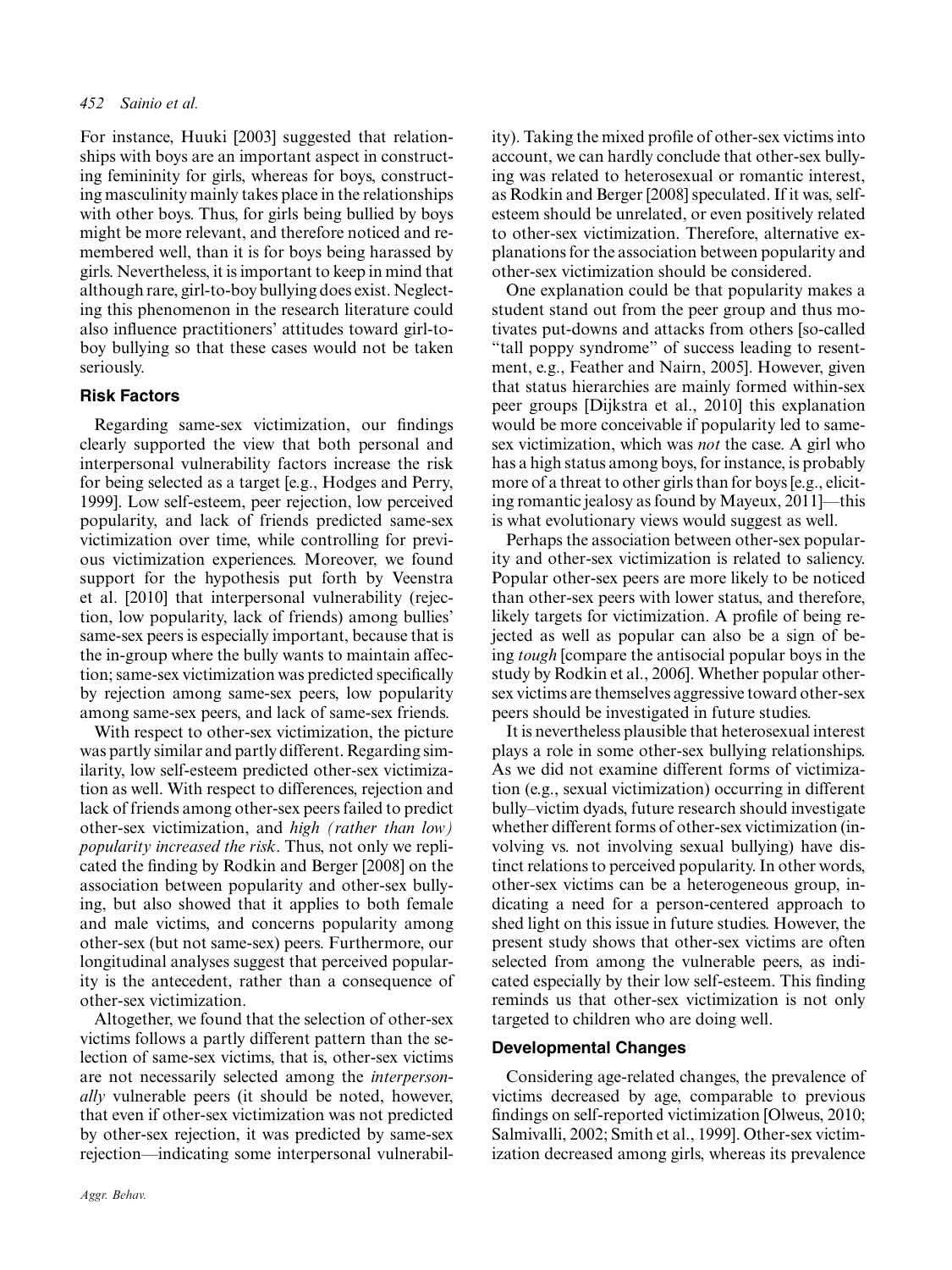For instance, Huuki [2003] suggested that relationships with boys are an important aspect in constructing femininity for girls, whereas for boys, constructing masculinity mainly takes place in the relationships with other boys. Thus, for girls being bullied by boys might be more relevant, and therefore noticed and remembered well, than it is for boys being harassed by girls. Nevertheless, it is important to keep in mind that although rare, girl-to-boy bullying does exist. Neglecting this phenomenon in the research literature could also influence practitioners' attitudes toward girl-to-boy bullying so that these cases would not be taken seriously.

## Risk Factors

Regarding same-sex victimization, our findings clearly supported the view that both personal and interpersonal vulnerability factors increase the risk for being selected as a target [e.g., Hodges and Perry, 1999]. Low self-esteem, peer rejection, low perceived popularity, and lack of friends predicted same-sex victimization over time, while controlling for previous victimization experiences. Moreover, we found support for the hypothesis put forth by Veenstra et al. [2010] that interpersonal vulnerability (rejection, low popularity, lack of friends) among bullies' same-sex peers is especially important, because that is the in-group where the bully wants to maintain affection; same-sex victimization was predicted specifically by rejection among same-sex peers, low popularity among same-sex peers, and lack of same-sex friends.

With respect to other-sex victimization, the picture was partly similar and partly different. Regarding similarity, low self-esteem predicted other-sex victimization as well. With respect to differences, rejection and lack of friends among other-sex peers failed to predict other-sex victimization, and *high (rather than low) popularity increased the risk*. Thus, not only we replicated the finding by Rodkin and Berger [2008] on the association between popularity and other-sex bullying, but also showed that it applies to both female and male victims, and concerns popularity among other-sex (but not same-sex) peers. Furthermore, our longitudinal analyses suggest that perceived popularity is the antecedent, rather than a consequence of other-sex victimization.

Altogether, we found that the selection of other-sex victims follows a partly different pattern than the selection of same-sex victims, that is, other-sex victims are not necessarily selected among the *interpersonally* vulnerable peers (it should be noted, however, that even if other-sex victimization was not predicted by other-sex rejection, it was predicted by same-sex rejection—indicating some interpersonal vulnerability). Taking the mixed profile of other-sex victims into account, we can hardly conclude that other-sex bullying was related to heterosexual or romantic interest, as Rodkin and Berger [2008] speculated. If it was, self-esteem should be unrelated, or even positively related to other-sex victimization. Therefore, alternative explanations for the association between popularity and other-sex victimization should be considered.

One explanation could be that popularity makes a student stand out from the peer group and thus motivates put-downs and attacks from others [so-called "tall poppy syndrome" of success leading to resentment, e.g., Feather and Nairn, 2005]. However, given that status hierarchies are mainly formed within-sex peer groups [Dijkstra et al., 2010] this explanation would be more conceivable if popularity led to same-sex victimization, which was *not* the case. A girl who has a high status among boys, for instance, is probably more of a threat to other girls than for boys [e.g., eliciting romantic jealosy as found by Mayeux, 2011]—this is what evolutionary views would suggest as well.

Perhaps the association between other-sex popularity and other-sex victimization is related to saliency. Popular other-sex peers are more likely to be noticed than other-sex peers with lower status, and therefore, likely targets for victimization. A profile of being rejected as well as popular can also be a sign of being *tough* [compare the antisocial popular boys in the study by Rodkin et al., 2006]. Whether popular other-sex victims are themselves aggressive toward other-sex peers should be investigated in future studies.

It is nevertheless plausible that heterosexual interest plays a role in some other-sex bullying relationships. As we did not examine different forms of victimization (e.g., sexual victimization) occurring in different bully–victim dyads, future research should investigate whether different forms of other-sex victimization (involving vs. not involving sexual bullying) have distinct relations to perceived popularity. In other words, other-sex victims can be a heterogeneous group, indicating a need for a person-centered approach to shed light on this issue in future studies. However, the present study shows that other-sex victims are often selected from among the vulnerable peers, as indicated especially by their low self-esteem. This finding reminds us that other-sex victimization is not only targeted to children who are doing well.

## Developmental Changes

Considering age-related changes, the prevalence of victims decreased by age, comparable to previous findings on self-reported victimization [Olweus, 2010; Salmivalli, 2002; Smith et al., 1999]. Other-sex victimization decreased among girls, whereas its prevalence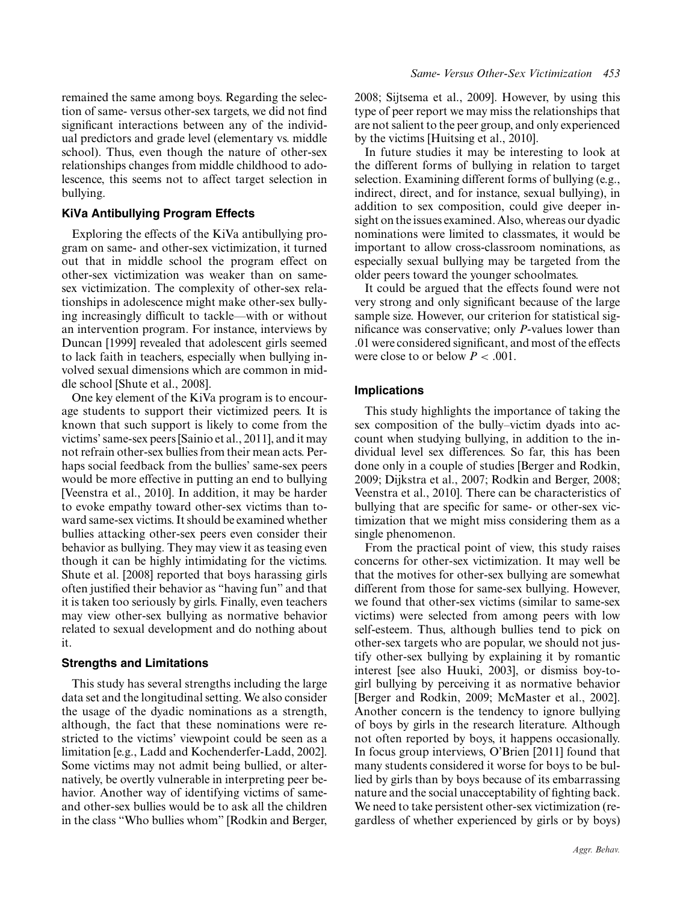remained the same among boys. Regarding the selection of same- versus other-sex targets, we did not find significant interactions between any of the individual predictors and grade level (elementary vs. middle school). Thus, even though the nature of other-sex relationships changes from middle childhood to adolescence, this seems not to affect target selection in bullying.

### KiVa Antibullying Program Effects

Exploring the effects of the KiVa antibullying program on same- and other-sex victimization, it turned out that in middle school the program effect on other-sex victimization was weaker than on same-sex victimization. The complexity of other-sex relationships in adolescence might make other-sex bullying increasingly difficult to tackle—with or without an intervention program. For instance, interviews by Duncan [1999] revealed that adolescent girls seemed to lack faith in teachers, especially when bullying involved sexual dimensions which are common in middle school [Shute et al., 2008].

One key element of the KiVa program is to encourage students to support their victimized peers. It is known that such support is likely to come from the victims' same-sex peers [Sainio et al., 2011], and it may not refrain other-sex bullies from their mean acts. Perhaps social feedback from the bullies' same-sex peers would be more effective in putting an end to bullying [Veenstra et al., 2010]. In addition, it may be harder to evoke empathy toward other-sex victims than toward same-sex victims. It should be examined whether bullies attacking other-sex peers even consider their behavior as bullying. They may view it as teasing even though it can be highly intimidating for the victims. Shute et al. [2008] reported that boys harassing girls often justified their behavior as "having fun" and that it is taken too seriously by girls. Finally, even teachers may view other-sex bullying as normative behavior related to sexual development and do nothing about it.

### Strengths and Limitations

This study has several strengths including the large data set and the longitudinal setting. We also consider the usage of the dyadic nominations as a strength, although, the fact that these nominations were restricted to the victims' viewpoint could be seen as a limitation [e.g., Ladd and Kochenderfer-Ladd, 2002]. Some victims may not admit being bullied, or alternatively, be overtly vulnerable in interpreting peer behavior. Another way of identifying victims of same- and other-sex bullies would be to ask all the children in the class "Who bullies whom" [Rodkin and Berger, 2008; Sijtsema et al., 2009]. However, by using this type of peer report we may miss the relationships that are not salient to the peer group, and only experienced by the victims [Huitsing et al., 2010].

In future studies it may be interesting to look at the different forms of bullying in relation to target selection. Examining different forms of bullying (e.g., indirect, direct, and for instance, sexual bullying), in addition to sex composition, could give deeper insight on the issues examined. Also, whereas our dyadic nominations were limited to classmates, it would be important to allow cross-classroom nominations, as especially sexual bullying may be targeted from the older peers toward the younger schoolmates.

It could be argued that the effects found were not very strong and only significant because of the large sample size. However, our criterion for statistical significance was conservative; only $P$-values lower than .01 were considered significant, and most of the effects were close to or below $P < .001$.

### Implications

This study highlights the importance of taking the sex composition of the bully–victim dyads into account when studying bullying, in addition to the individual level sex differences. So far, this has been done only in a couple of studies [Berger and Rodkin, 2009; Dijkstra et al., 2007; Rodkin and Berger, 2008; Veenstra et al., 2010]. There can be characteristics of bullying that are specific for same- or other-sex victimization that we might miss considering them as a single phenomenon.

From the practical point of view, this study raises concerns for other-sex victimization. It may well be that the motives for other-sex bullying are somewhat different from those for same-sex bullying. However, we found that other-sex victims (similar to same-sex victims) were selected from among peers with low self-esteem. Thus, although bullies tend to pick on other-sex targets who are popular, we should not justify other-sex bullying by explaining it by romantic interest [see also Huuki, 2003], or dismiss boy-to-girl bullying by perceiving it as normative behavior [Berger and Rodkin, 2009; McMaster et al., 2002]. Another concern is the tendency to ignore bullying of boys by girls in the research literature. Although not often reported by boys, it happens occasionally. In focus group interviews, O'Brien [2011] found that many students considered it worse for boys to be bullied by girls than by boys because of its embarrassing nature and the social unacceptability of fighting back. We need to take persistent other-sex victimization (regardless of whether experienced by girls or by boys)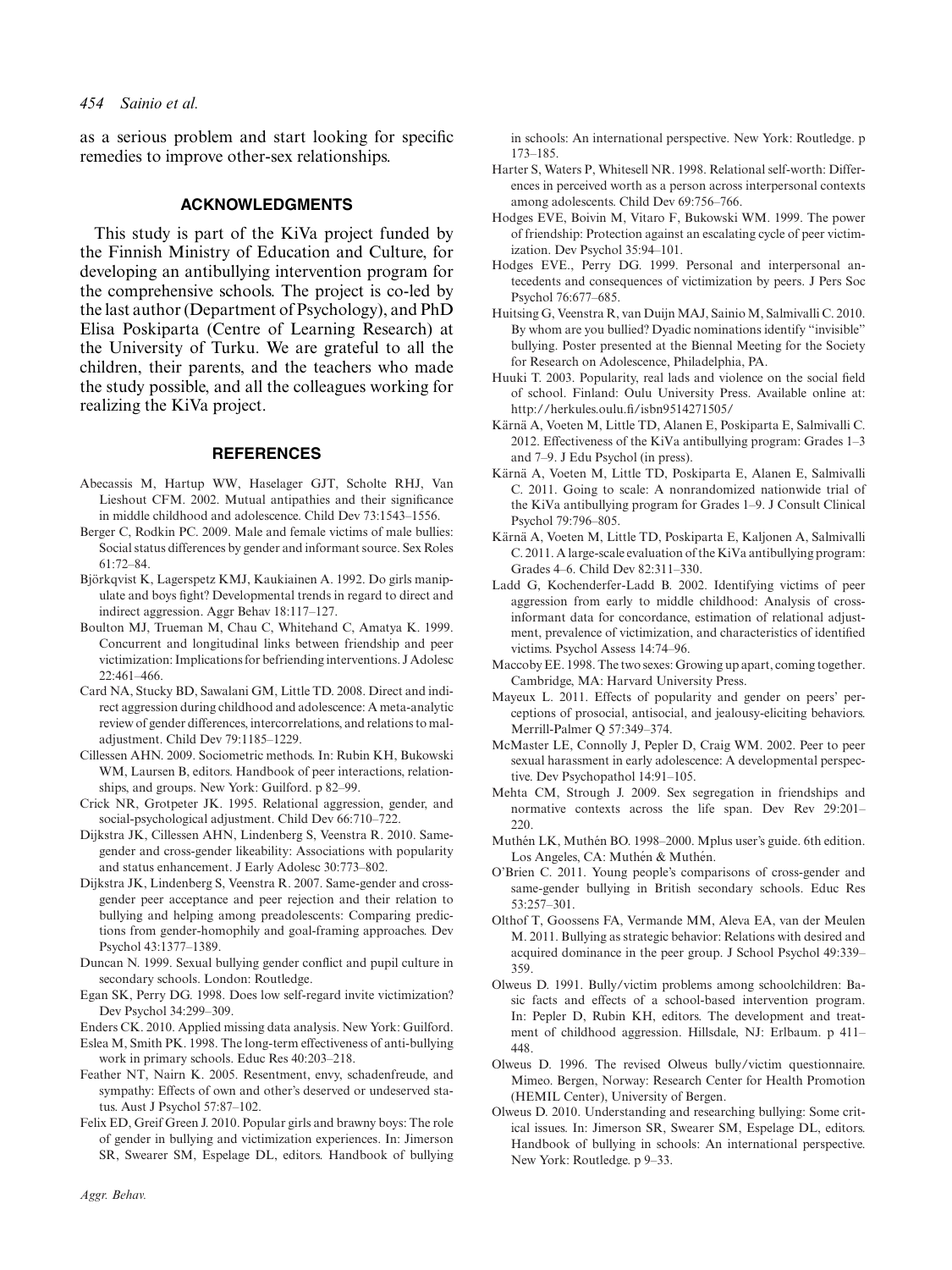as a serious problem and start looking for specific remedies to improve other-sex relationships.

## ACKNOWLEDGMENTS

This study is part of the KiVa project funded by the Finnish Ministry of Education and Culture, for developing an antibullying intervention program for the comprehensive schools. The project is co-led by the last author (Department of Psychology), and PhD Elisa Poskiparta (Centre of Learning Research) at the University of Turku. We are grateful to all the children, their parents, and the teachers who made the study possible, and all the colleagues working for realizing the KiVa project.

## REFERENCES

Abecassis M, Hartup WW, Haselager GJT, Scholte RHJ, Van Lieshout CFM. 2002. Mutual antipathies and their significance in middle childhood and adolescence. Child Dev 73:1543–1556.

Berger C, Rodkin PC. 2009. Male and female victims of male bullies: Social status differences by gender and informant source. Sex Roles 61:72–84.

Björkqvist K, Lagerspetz KMJ, Kaukiainen A. 1992. Do girls manipulate and boys fight? Developmental trends in regard to direct and indirect aggression. Aggr Behav 18:117–127.

Boulton MJ, Trueman M, Chau C, Whitehand C, Amatya K. 1999. Concurrent and longitudinal links between friendship and peer victimization: Implications for befriending interventions. J Adolesc 22:461–466.

Card NA, Stucky BD, Sawalani GM, Little TD. 2008. Direct and indirect aggression during childhood and adolescence: A meta-analytic review of gender differences, intercorrelations, and relations to maladjustment. Child Dev 79:1185–1229.

Cillessen AHN. 2009. Sociometric methods. In: Rubin KH, Bukowski WM, Laursen B, editors. Handbook of peer interactions, relationships, and groups. New York: Guilford. p 82–99.

Crick NR, Grotpeter JK. 1995. Relational aggression, gender, and social-psychological adjustment. Child Dev 66:710–722.

Dijkstra JK, Cillessen AHN, Lindenberg S, Veenstra R. 2010. Same-gender and cross-gender likeability: Associations with popularity and status enhancement. J Early Adolesc 30:773–802.

Dijkstra JK, Lindenberg S, Veenstra R. 2007. Same-gender and cross-gender peer acceptance and peer rejection and their relation to bullying and helping among preadolescents: Comparing predictions from gender-homophily and goal-framing approaches. Dev Psychol 43:1377–1389.

Duncan N. 1999. Sexual bullying gender conflict and pupil culture in secondary schools. London: Routledge.

Egan SK, Perry DG. 1998. Does low self-regard invite victimization? Dev Psychol 34:299–309.

Enders CK. 2010. Applied missing data analysis. New York: Guilford.

Eslea M, Smith PK. 1998. The long-term effectiveness of anti-bullying work in primary schools. Educ Res 40:203–218.

Feather NT, Nairn K. 2005. Resentment, envy, schadenfreude, and sympathy: Effects of own and other's deserved or undeserved status. Aust J Psychol 57:87–102.

Felix ED, Greif Green J. 2010. Popular girls and brawny boys: The role of gender in bullying and victimization experiences. In: Jimerson SR, Swearer SM, Espelage DL, editors. Handbook of bullying in schools: An international perspective. New York: Routledge. p 173–185.

Harter S, Waters P, Whitesell NR. 1998. Relational self-worth: Differences in perceived worth as a person across interpersonal contexts among adolescents. Child Dev 69:756–766.

Hodges EVE, Boivin M, Vitaro F, Bukowski WM. 1999. The power of friendship: Protection against an escalating cycle of peer victimization. Dev Psychol 35:94–101.

Hodges EVE., Perry DG. 1999. Personal and interpersonal antecedents and consequences of victimization by peers. J Pers Soc Psychol 76:677–685.

Huitsing G, Veenstra R, van Duijn MAJ, Sainio M, Salmivalli C. 2010. By whom are you bullied? Dyadic nominations identify "invisible" bullying. Poster presented at the Biennal Meeting for the Society for Research on Adolescence, Philadelphia, PA.

Huuki T. 2003. Popularity, real lads and violence on the social field of school. Finland: Oulu University Press. Available online at: http://herkules.oulu.fi/isbn9514271505/

Kärnä A, Voeten M, Little TD, Alanen E, Poskiparta E, Salmivalli C. 2012. Effectiveness of the KiVa antibullying program: Grades 1–3 and 7–9. J Edu Psychol (in press).

Kärnä A, Voeten M, Little TD, Poskiparta E, Alanen E, Salmivalli C. 2011. Going to scale: A nonrandomized nationwide trial of the KiVa antibullying program for Grades 1–9. J Consult Clinical Psychol 79:796–805.

Kärnä A, Voeten M, Little TD, Poskiparta E, Kaljonen A, Salmivalli C. 2011. A large-scale evaluation of the KiVa antibullying program: Grades 4–6. Child Dev 82:311–330.

Ladd G, Kochenderfer-Ladd B. 2002. Identifying victims of peer aggression from early to middle childhood: Analysis of cross-informant data for concordance, estimation of relational adjustment, prevalence of victimization, and characteristics of identified victims. Psychol Assess 14:74–96.

Maccoby EE. 1998. The two sexes: Growing up apart, coming together. Cambridge, MA: Harvard University Press.

Mayeux L. 2011. Effects of popularity and gender on peers' perceptions of prosocial, antisocial, and jealousy-eliciting behaviors. Merrill-Palmer Q 57:349–374.

McMaster LE, Connolly J, Pepler D, Craig WM. 2002. Peer to peer sexual harassment in early adolescence: A developmental perspective. Dev Psychopathol 14:91–105.

Mehta CM, Strough J. 2009. Sex segregation in friendships and normative contexts across the life span. Dev Rev 29:201–220.

Muthén LK, Muthén BO. 1998–2000. Mplus user's guide. 6th edition. Los Angeles, CA: Muthén & Muthén.

O'Brien C. 2011. Young people's comparisons of cross-gender and same-gender bullying in British secondary schools. Educ Res 53:257–301.

Olthof T, Goossens FA, Vermande MM, Aleva EA, van der Meulen M. 2011. Bullying as strategic behavior: Relations with desired and acquired dominance in the peer group. J School Psychol 49:339–359.

Olweus D. 1991. Bully/victim problems among schoolchildren: Basic facts and effects of a school-based intervention program. In: Pepler D, Rubin KH, editors. The development and treatment of childhood aggression. Hillsdale, NJ: Erlbaum. p 411–448.

Olweus D. 1996. The revised Olweus bully/victim questionnaire. Mimeo. Bergen, Norway: Research Center for Health Promotion (HEMIL Center), University of Bergen.

Olweus D. 2010. Understanding and researching bullying: Some critical issues. In: Jimerson SR, Swearer SM, Espelage DL, editors. Handbook of bullying in schools: An international perspective. New York: Routledge. p 9–33.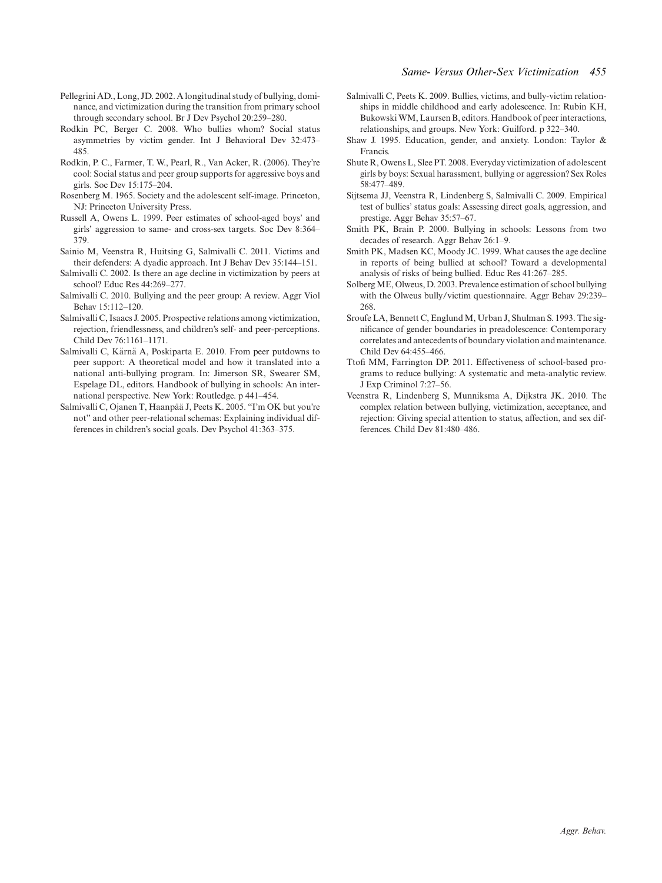Pellegrini AD., Long, JD. 2002. A longitudinal study of bullying, dominance, and victimization during the transition from primary school through secondary school. Br J Dev Psychol 20:259–280.

Rodkin PC, Berger C. 2008. Who bullies whom? Social status asymmetries by victim gender. Int J Behavioral Dev 32:473–485.

Rodkin, P. C., Farmer, T. W., Pearl, R., Van Acker, R. (2006). They're cool: Social status and peer group supports for aggressive boys and girls. Soc Dev 15:175–204.

Rosenberg M. 1965. Society and the adolescent self-image. Princeton, NJ: Princeton University Press.

Russell A, Owens L. 1999. Peer estimates of school-aged boys' and girls' aggression to same- and cross-sex targets. Soc Dev 8:364–379.

Sainio M, Veenstra R, Huitsing G, Salmivalli C. 2011. Victims and their defenders: A dyadic approach. Int J Behav Dev 35:144–151.

Salmivalli C. 2002. Is there an age decline in victimization by peers at school? Educ Res 44:269–277.

Salmivalli C. 2010. Bullying and the peer group: A review. Aggr Viol Behav 15:112–120.

Salmivalli C, Isaacs J. 2005. Prospective relations among victimization, rejection, friendlessness, and children's self- and peer-perceptions. Child Dev 76:1161–1171.

Salmivalli C, Kärnä A, Poskiparta E. 2010. From peer putdowns to peer support: A theoretical model and how it translated into a national anti-bullying program. In: Jimerson SR, Swearer SM, Espelage DL, editors. Handbook of bullying in schools: An international perspective. New York: Routledge. p 441–454.

Salmivalli C, Ojanen T, Haanpää J, Peets K. 2005. "I'm OK but you're not" and other peer-relational schemas: Explaining individual differences in children's social goals. Dev Psychol 41:363–375.

Salmivalli C, Peets K. 2009. Bullies, victims, and bully-victim relationships in middle childhood and early adolescence. In: Rubin KH, Bukowski WM, Laursen B, editors. Handbook of peer interactions, relationships, and groups. New York: Guilford. p 322–340.

Shaw J. 1995. Education, gender, and anxiety. London: Taylor & Francis.

Shute R, Owens L, Slee PT. 2008. Everyday victimization of adolescent girls by boys: Sexual harassment, bullying or aggression? Sex Roles 58:477–489.

Sijtsema JJ, Veenstra R, Lindenberg S, Salmivalli C. 2009. Empirical test of bullies' status goals: Assessing direct goals, aggression, and prestige. Aggr Behav 35:57–67.

Smith PK, Brain P. 2000. Bullying in schools: Lessons from two decades of research. Aggr Behav 26:1–9.

Smith PK, Madsen KC, Moody JC. 1999. What causes the age decline in reports of being bullied at school? Toward a developmental analysis of risks of being bullied. Educ Res 41:267–285.

Solberg ME, Olweus, D. 2003. Prevalence estimation of school bullying with the Olweus bully/victim questionnaire. Aggr Behav 29:239–268.

Sroufe LA, Bennett C, Englund M, Urban J, Shulman S. 1993. The significance of gender boundaries in preadolescence: Contemporary correlates and antecedents of boundary violation and maintenance. Child Dev 64:455–466.

Ttofi MM, Farrington DP. 2011. Effectiveness of school-based programs to reduce bullying: A systematic and meta-analytic review. J Exp Criminol 7:27–56.

Veenstra R, Lindenberg S, Munniksma A, Dijkstra JK. 2010. The complex relation between bullying, victimization, acceptance, and rejection: Giving special attention to status, affection, and sex differences. Child Dev 81:480–486.